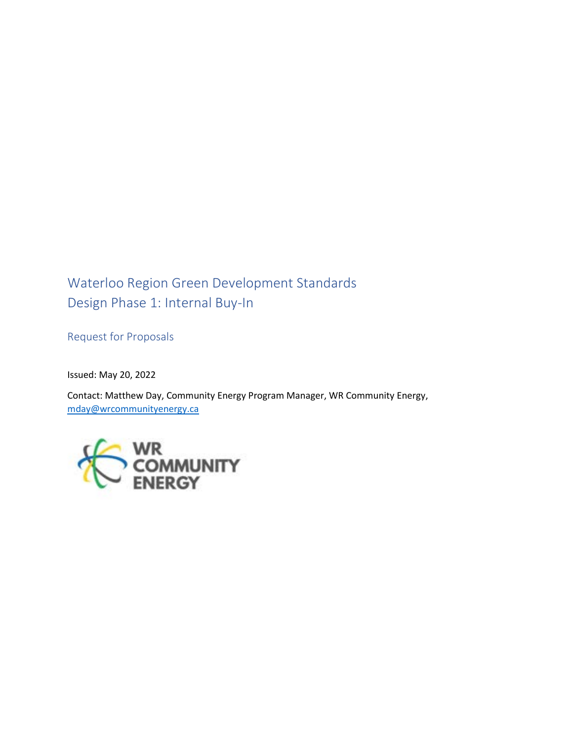# Waterloo Region Green Development Standards
# Design Phase 1: Internal Buy-In

## Request for Proposals

Issued: May 20, 2022

Contact: Matthew Day, Community Energy Program Manager, WR Community Energy, mday@wrcommunityenergy.ca

WR COMMUNITY ENERGY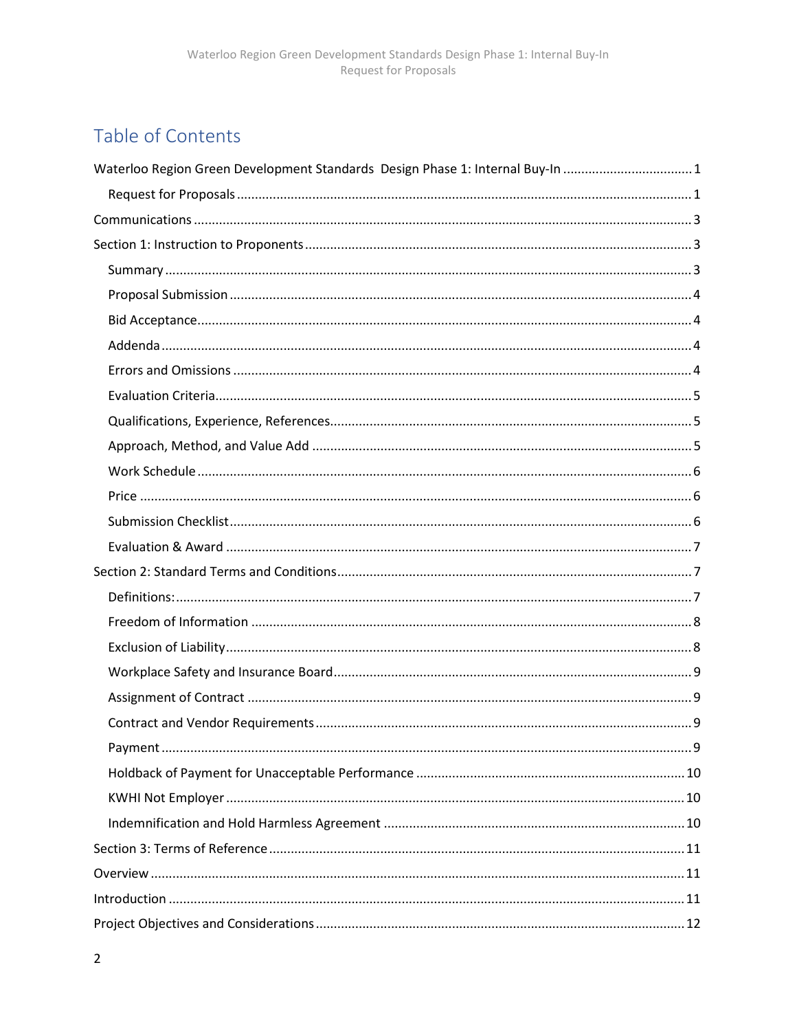# Table of Contents

Waterloo Region Green Development Standards Design Phase 1: Internal Buy-In ..... 1

- Request for Proposals ..... 1

Communications ..... 3

Section 1: Instruction to Proponents ..... 3

- Summary ..... 3
- Proposal Submission ..... 4
- Bid Acceptance ..... 4
- Addenda ..... 4
- Errors and Omissions ..... 4
- Evaluation Criteria ..... 5
- Qualifications, Experience, References ..... 5
- Approach, Method, and Value Add ..... 5
- Work Schedule ..... 6
- Price ..... 6
- Submission Checklist ..... 6
- Evaluation & Award ..... 7

Section 2: Standard Terms and Conditions ..... 7

- Definitions: ..... 7
- Freedom of Information ..... 8
- Exclusion of Liability ..... 8
- Workplace Safety and Insurance Board ..... 9
- Assignment of Contract ..... 9
- Contract and Vendor Requirements ..... 9
- Payment ..... 9
- Holdback of Payment for Unacceptable Performance ..... 10
- KWHI Not Employer ..... 10
- Indemnification and Hold Harmless Agreement ..... 10

Section 3: Terms of Reference ..... 11

Overview ..... 11

Introduction ..... 11

Project Objectives and Considerations ..... 12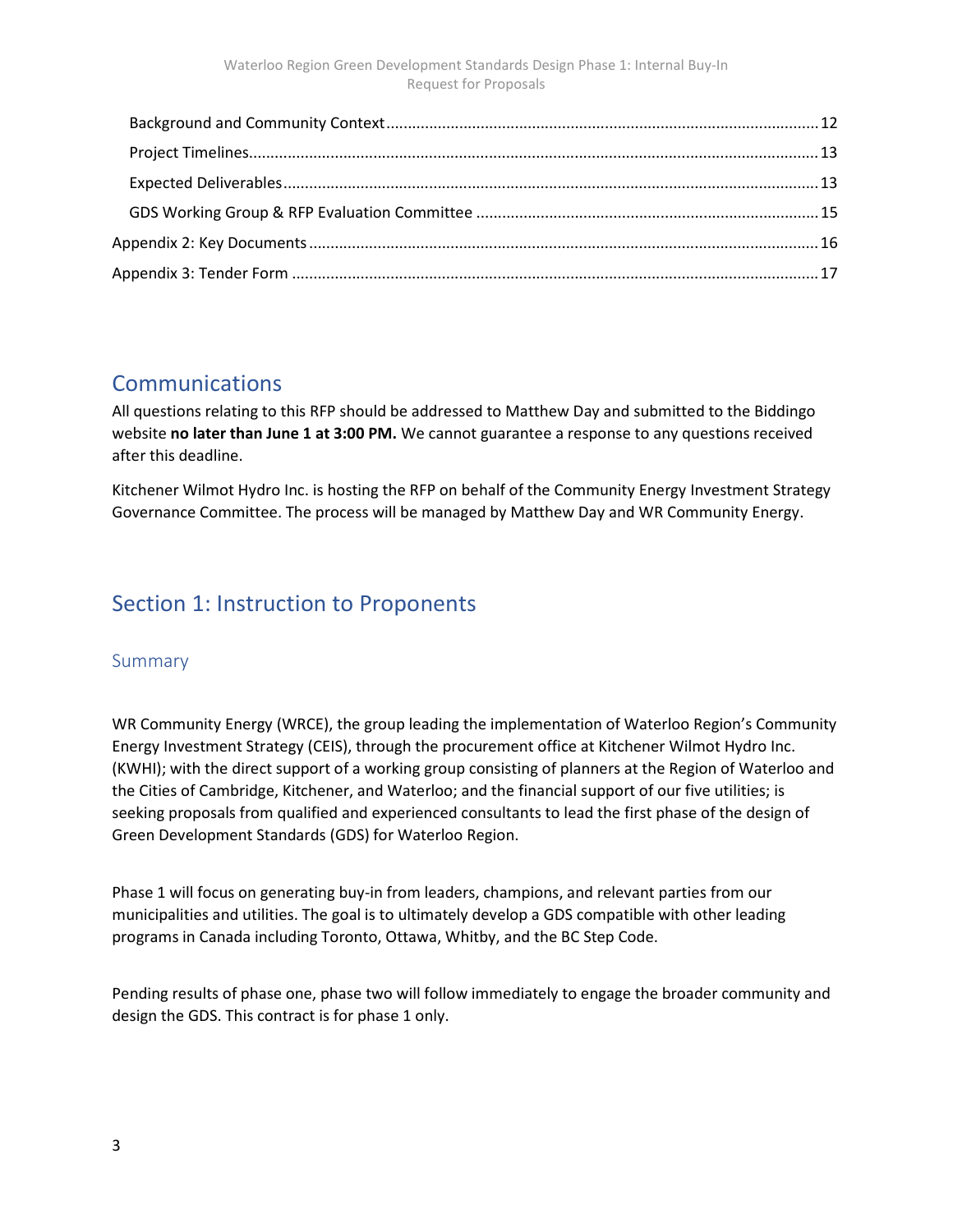Background and Community Context ..... 12
Project Timelines ..... 13
Expected Deliverables ..... 13
GDS Working Group & RFP Evaluation Committee ..... 15
Appendix 2: Key Documents ..... 16
Appendix 3: Tender Form ..... 17

## Communications

All questions relating to this RFP should be addressed to Matthew Day and submitted to the Biddingo website **no later than June 1 at 3:00 PM.** We cannot guarantee a response to any questions received after this deadline.

Kitchener Wilmot Hydro Inc. is hosting the RFP on behalf of the Community Energy Investment Strategy Governance Committee. The process will be managed by Matthew Day and WR Community Energy.

## Section 1: Instruction to Proponents

### Summary

WR Community Energy (WRCE), the group leading the implementation of Waterloo Region's Community Energy Investment Strategy (CEIS), through the procurement office at Kitchener Wilmot Hydro Inc. (KWHI); with the direct support of a working group consisting of planners at the Region of Waterloo and the Cities of Cambridge, Kitchener, and Waterloo; and the financial support of our five utilities; is seeking proposals from qualified and experienced consultants to lead the first phase of the design of Green Development Standards (GDS) for Waterloo Region.

Phase 1 will focus on generating buy-in from leaders, champions, and relevant parties from our municipalities and utilities. The goal is to ultimately develop a GDS compatible with other leading programs in Canada including Toronto, Ottawa, Whitby, and the BC Step Code.

Pending results of phase one, phase two will follow immediately to engage the broader community and design the GDS. This contract is for phase 1 only.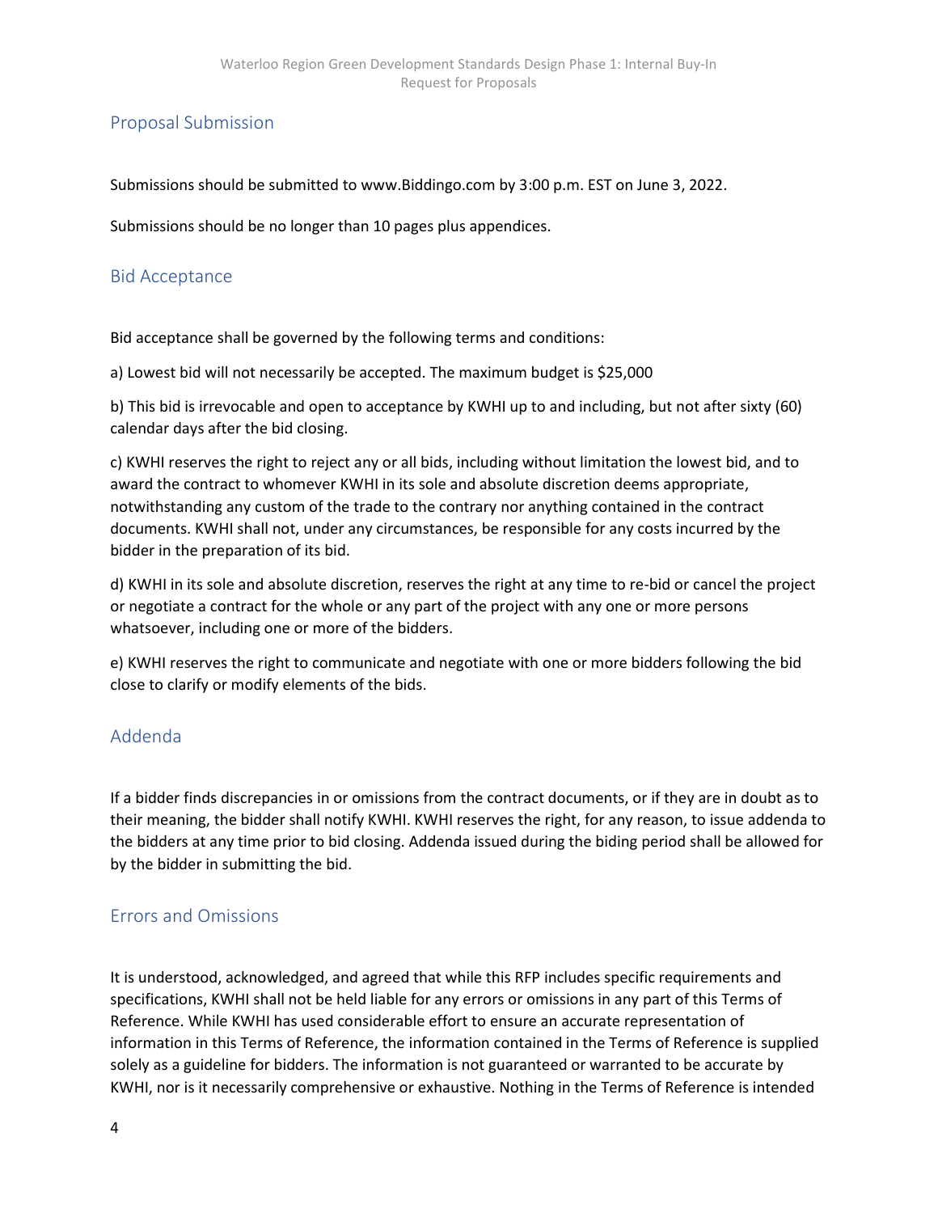## Proposal Submission

Submissions should be submitted to www.Biddingo.com by 3:00 p.m. EST on June 3, 2022.

Submissions should be no longer than 10 pages plus appendices.

## Bid Acceptance

Bid acceptance shall be governed by the following terms and conditions:

a) Lowest bid will not necessarily be accepted. The maximum budget is $25,000

b) This bid is irrevocable and open to acceptance by KWHI up to and including, but not after sixty (60) calendar days after the bid closing.

c) KWHI reserves the right to reject any or all bids, including without limitation the lowest bid, and to award the contract to whomever KWHI in its sole and absolute discretion deems appropriate, notwithstanding any custom of the trade to the contrary nor anything contained in the contract documents. KWHI shall not, under any circumstances, be responsible for any costs incurred by the bidder in the preparation of its bid.

d) KWHI in its sole and absolute discretion, reserves the right at any time to re-bid or cancel the project or negotiate a contract for the whole or any part of the project with any one or more persons whatsoever, including one or more of the bidders.

e) KWHI reserves the right to communicate and negotiate with one or more bidders following the bid close to clarify or modify elements of the bids.

## Addenda

If a bidder finds discrepancies in or omissions from the contract documents, or if they are in doubt as to their meaning, the bidder shall notify KWHI. KWHI reserves the right, for any reason, to issue addenda to the bidders at any time prior to bid closing. Addenda issued during the biding period shall be allowed for by the bidder in submitting the bid.

## Errors and Omissions

It is understood, acknowledged, and agreed that while this RFP includes specific requirements and specifications, KWHI shall not be held liable for any errors or omissions in any part of this Terms of Reference. While KWHI has used considerable effort to ensure an accurate representation of information in this Terms of Reference, the information contained in the Terms of Reference is supplied solely as a guideline for bidders. The information is not guaranteed or warranted to be accurate by KWHI, nor is it necessarily comprehensive or exhaustive. Nothing in the Terms of Reference is intended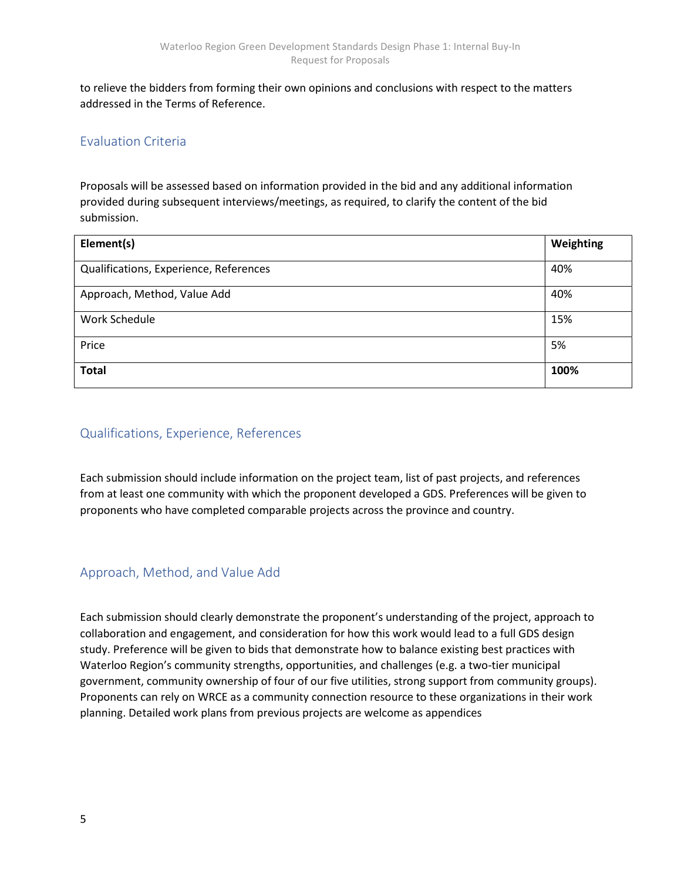to relieve the bidders from forming their own opinions and conclusions with respect to the matters addressed in the Terms of Reference.

## Evaluation Criteria

Proposals will be assessed based on information provided in the bid and any additional information provided during subsequent interviews/meetings, as required, to clarify the content of the bid submission.

| Element(s) | Weighting |
|---|---|
| Qualifications, Experience, References | 40% |
| Approach, Method, Value Add | 40% |
| Work Schedule | 15% |
| Price | 5% |
| **Total** | **100%** |

## Qualifications, Experience, References

Each submission should include information on the project team, list of past projects, and references from at least one community with which the proponent developed a GDS. Preferences will be given to proponents who have completed comparable projects across the province and country.

## Approach, Method, and Value Add

Each submission should clearly demonstrate the proponent's understanding of the project, approach to collaboration and engagement, and consideration for how this work would lead to a full GDS design study. Preference will be given to bids that demonstrate how to balance existing best practices with Waterloo Region's community strengths, opportunities, and challenges (e.g. a two-tier municipal government, community ownership of four of our five utilities, strong support from community groups). Proponents can rely on WRCE as a community connection resource to these organizations in their work planning. Detailed work plans from previous projects are welcome as appendices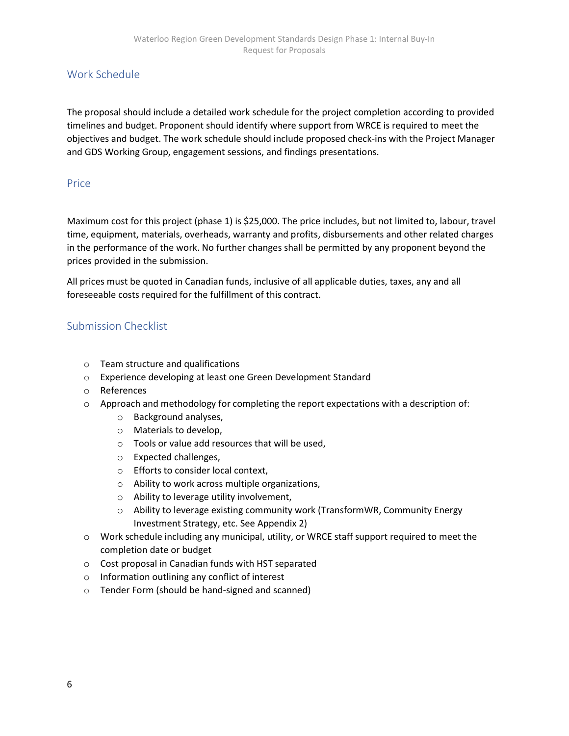## Work Schedule

The proposal should include a detailed work schedule for the project completion according to provided timelines and budget. Proponent should identify where support from WRCE is required to meet the objectives and budget. The work schedule should include proposed check-ins with the Project Manager and GDS Working Group, engagement sessions, and findings presentations.

## Price

Maximum cost for this project (phase 1) is $25,000. The price includes, but not limited to, labour, travel time, equipment, materials, overheads, warranty and profits, disbursements and other related charges in the performance of the work. No further changes shall be permitted by any proponent beyond the prices provided in the submission.

All prices must be quoted in Canadian funds, inclusive of all applicable duties, taxes, any and all foreseeable costs required for the fulfillment of this contract.

## Submission Checklist

- Team structure and qualifications
- Experience developing at least one Green Development Standard
- References
- Approach and methodology for completing the report expectations with a description of:
  - Background analyses,
  - Materials to develop,
  - Tools or value add resources that will be used,
  - Expected challenges,
  - Efforts to consider local context,
  - Ability to work across multiple organizations,
  - Ability to leverage utility involvement,
  - Ability to leverage existing community work (TransformWR, Community Energy Investment Strategy, etc. See Appendix 2)
- Work schedule including any municipal, utility, or WRCE staff support required to meet the completion date or budget
- Cost proposal in Canadian funds with HST separated
- Information outlining any conflict of interest
- Tender Form (should be hand-signed and scanned)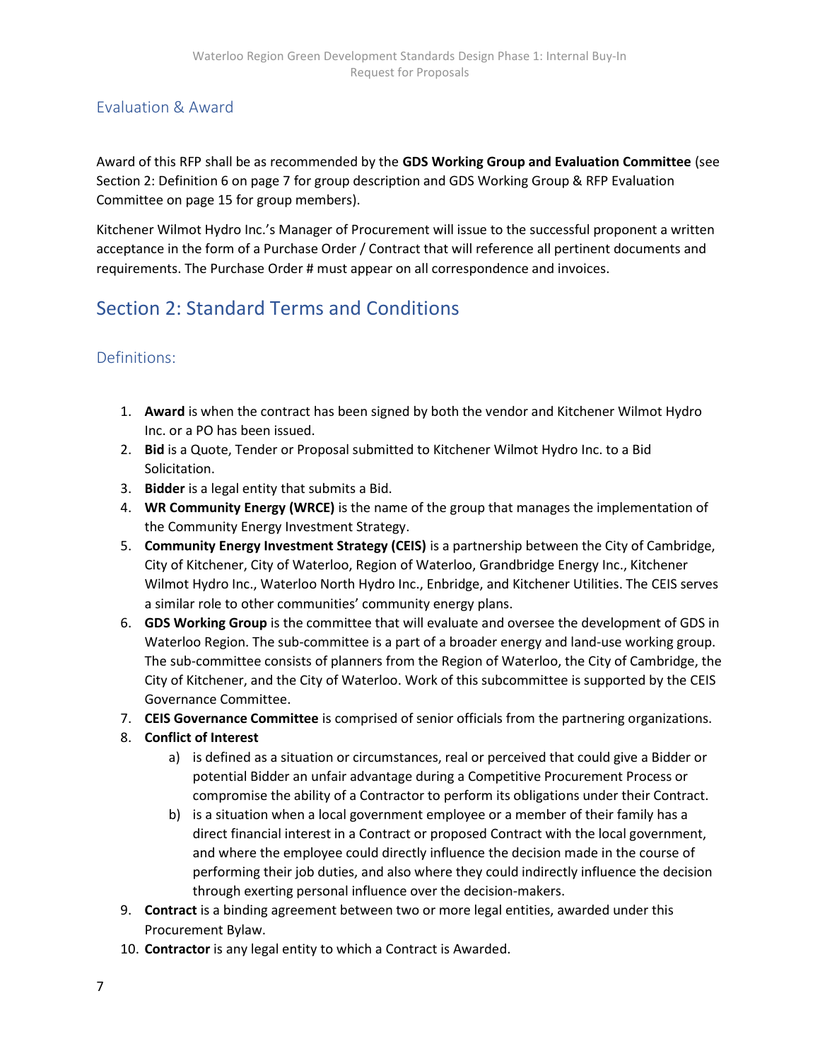### Evaluation & Award

Award of this RFP shall be as recommended by the **GDS Working Group and Evaluation Committee** (see Section 2: Definition 6 on page 7 for group description and GDS Working Group & RFP Evaluation Committee on page 15 for group members).

Kitchener Wilmot Hydro Inc.'s Manager of Procurement will issue to the successful proponent a written acceptance in the form of a Purchase Order / Contract that will reference all pertinent documents and requirements. The Purchase Order # must appear on all correspondence and invoices.

## Section 2: Standard Terms and Conditions

### Definitions:

1. **Award** is when the contract has been signed by both the vendor and Kitchener Wilmot Hydro Inc. or a PO has been issued.
2. **Bid** is a Quote, Tender or Proposal submitted to Kitchener Wilmot Hydro Inc. to a Bid Solicitation.
3. **Bidder** is a legal entity that submits a Bid.
4. **WR Community Energy (WRCE)** is the name of the group that manages the implementation of the Community Energy Investment Strategy.
5. **Community Energy Investment Strategy (CEIS)** is a partnership between the City of Cambridge, City of Kitchener, City of Waterloo, Region of Waterloo, Grandbridge Energy Inc., Kitchener Wilmot Hydro Inc., Waterloo North Hydro Inc., Enbridge, and Kitchener Utilities. The CEIS serves a similar role to other communities' community energy plans.
6. **GDS Working Group** is the committee that will evaluate and oversee the development of GDS in Waterloo Region. The sub-committee is a part of a broader energy and land-use working group. The sub-committee consists of planners from the Region of Waterloo, the City of Cambridge, the City of Kitchener, and the City of Waterloo. Work of this subcommittee is supported by the CEIS Governance Committee.
7. **CEIS Governance Committee** is comprised of senior officials from the partnering organizations.
8. **Conflict of Interest**
   a) is defined as a situation or circumstances, real or perceived that could give a Bidder or potential Bidder an unfair advantage during a Competitive Procurement Process or compromise the ability of a Contractor to perform its obligations under their Contract.
   b) is a situation when a local government employee or a member of their family has a direct financial interest in a Contract or proposed Contract with the local government, and where the employee could directly influence the decision made in the course of performing their job duties, and also where they could indirectly influence the decision through exerting personal influence over the decision-makers.
9. **Contract** is a binding agreement between two or more legal entities, awarded under this Procurement Bylaw.
10. **Contractor** is any legal entity to which a Contract is Awarded.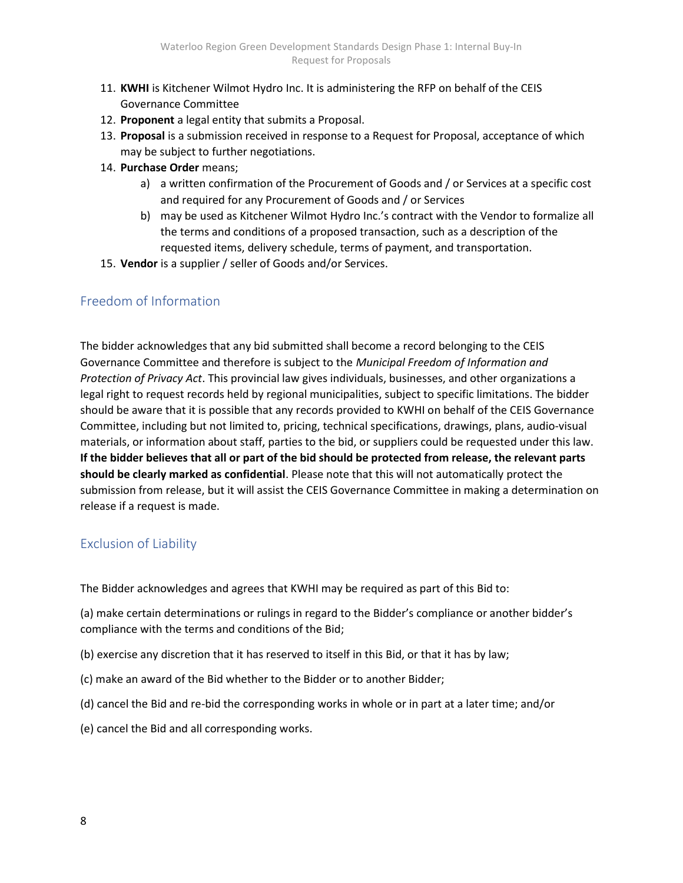11. **KWHI** is Kitchener Wilmot Hydro Inc. It is administering the RFP on behalf of the CEIS Governance Committee
12. **Proponent** a legal entity that submits a Proposal.
13. **Proposal** is a submission received in response to a Request for Proposal, acceptance of which may be subject to further negotiations.
14. **Purchase Order** means;
    a) a written confirmation of the Procurement of Goods and / or Services at a specific cost and required for any Procurement of Goods and / or Services
    b) may be used as Kitchener Wilmot Hydro Inc.'s contract with the Vendor to formalize all the terms and conditions of a proposed transaction, such as a description of the requested items, delivery schedule, terms of payment, and transportation.
15. **Vendor** is a supplier / seller of Goods and/or Services.

## Freedom of Information

The bidder acknowledges that any bid submitted shall become a record belonging to the CEIS Governance Committee and therefore is subject to the *Municipal Freedom of Information and Protection of Privacy Act*. This provincial law gives individuals, businesses, and other organizations a legal right to request records held by regional municipalities, subject to specific limitations. The bidder should be aware that it is possible that any records provided to KWHI on behalf of the CEIS Governance Committee, including but not limited to, pricing, technical specifications, drawings, plans, audio-visual materials, or information about staff, parties to the bid, or suppliers could be requested under this law. **If the bidder believes that all or part of the bid should be protected from release, the relevant parts should be clearly marked as confidential**. Please note that this will not automatically protect the submission from release, but it will assist the CEIS Governance Committee in making a determination on release if a request is made.

## Exclusion of Liability

The Bidder acknowledges and agrees that KWHI may be required as part of this Bid to:

(a) make certain determinations or rulings in regard to the Bidder's compliance or another bidder's compliance with the terms and conditions of the Bid;

(b) exercise any discretion that it has reserved to itself in this Bid, or that it has by law;

(c) make an award of the Bid whether to the Bidder or to another Bidder;

(d) cancel the Bid and re-bid the corresponding works in whole or in part at a later time; and/or

(e) cancel the Bid and all corresponding works.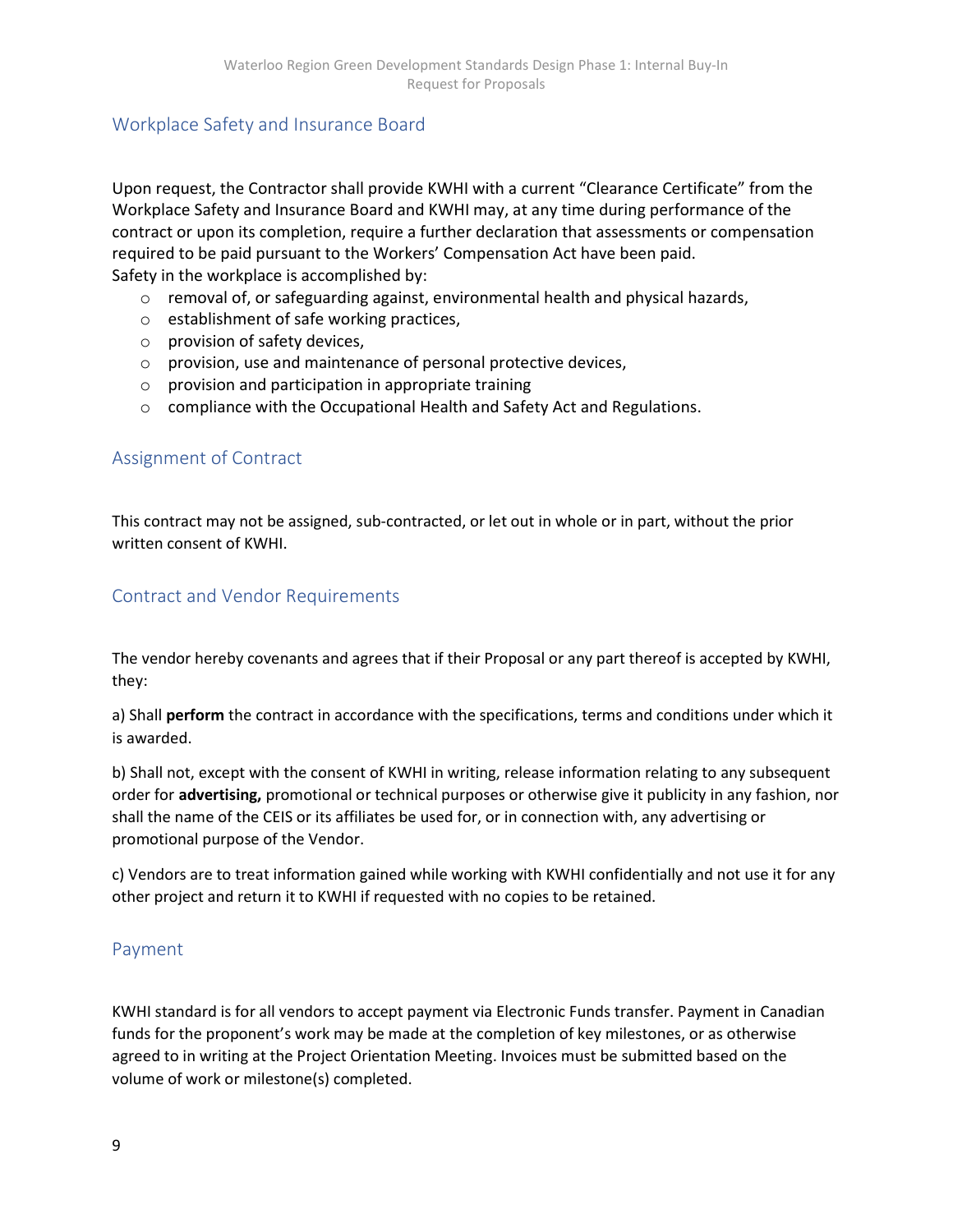## Workplace Safety and Insurance Board

Upon request, the Contractor shall provide KWHI with a current "Clearance Certificate" from the Workplace Safety and Insurance Board and KWHI may, at any time during performance of the contract or upon its completion, require a further declaration that assessments or compensation required to be paid pursuant to the Workers' Compensation Act have been paid.
Safety in the workplace is accomplished by:

- removal of, or safeguarding against, environmental health and physical hazards,
- establishment of safe working practices,
- provision of safety devices,
- provision, use and maintenance of personal protective devices,
- provision and participation in appropriate training
- compliance with the Occupational Health and Safety Act and Regulations.

## Assignment of Contract

This contract may not be assigned, sub-contracted, or let out in whole or in part, without the prior written consent of KWHI.

## Contract and Vendor Requirements

The vendor hereby covenants and agrees that if their Proposal or any part thereof is accepted by KWHI, they:

a) Shall **perform** the contract in accordance with the specifications, terms and conditions under which it is awarded.

b) Shall not, except with the consent of KWHI in writing, release information relating to any subsequent order for **advertising,** promotional or technical purposes or otherwise give it publicity in any fashion, nor shall the name of the CEIS or its affiliates be used for, or in connection with, any advertising or promotional purpose of the Vendor.

c) Vendors are to treat information gained while working with KWHI confidentially and not use it for any other project and return it to KWHI if requested with no copies to be retained.

## Payment

KWHI standard is for all vendors to accept payment via Electronic Funds transfer. Payment in Canadian funds for the proponent's work may be made at the completion of key milestones, or as otherwise agreed to in writing at the Project Orientation Meeting. Invoices must be submitted based on the volume of work or milestone(s) completed.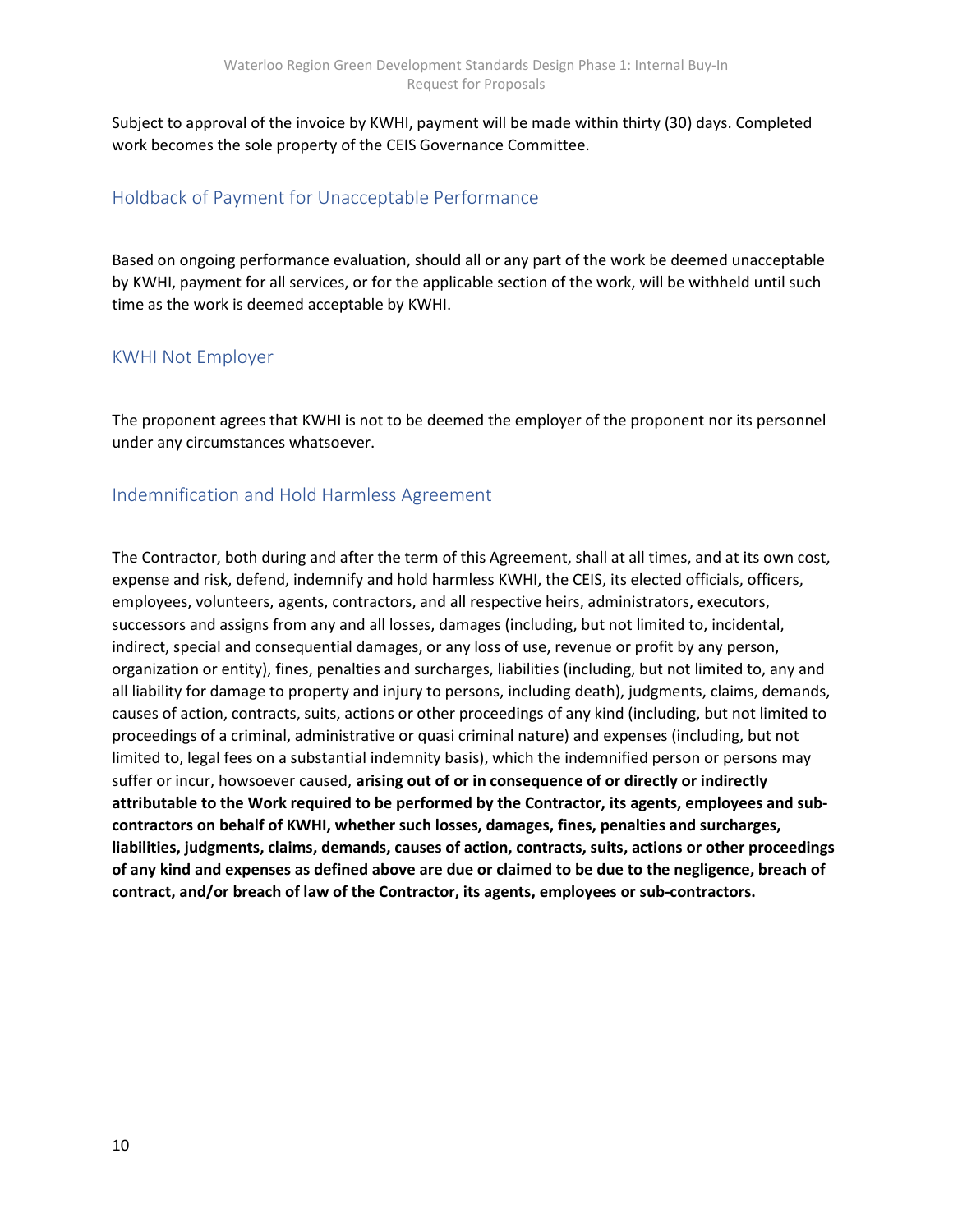Subject to approval of the invoice by KWHI, payment will be made within thirty (30) days. Completed work becomes the sole property of the CEIS Governance Committee.

## Holdback of Payment for Unacceptable Performance

Based on ongoing performance evaluation, should all or any part of the work be deemed unacceptable by KWHI, payment for all services, or for the applicable section of the work, will be withheld until such time as the work is deemed acceptable by KWHI.

## KWHI Not Employer

The proponent agrees that KWHI is not to be deemed the employer of the proponent nor its personnel under any circumstances whatsoever.

## Indemnification and Hold Harmless Agreement

The Contractor, both during and after the term of this Agreement, shall at all times, and at its own cost, expense and risk, defend, indemnify and hold harmless KWHI, the CEIS, its elected officials, officers, employees, volunteers, agents, contractors, and all respective heirs, administrators, executors, successors and assigns from any and all losses, damages (including, but not limited to, incidental, indirect, special and consequential damages, or any loss of use, revenue or profit by any person, organization or entity), fines, penalties and surcharges, liabilities (including, but not limited to, any and all liability for damage to property and injury to persons, including death), judgments, claims, demands, causes of action, contracts, suits, actions or other proceedings of any kind (including, but not limited to proceedings of a criminal, administrative or quasi criminal nature) and expenses (including, but not limited to, legal fees on a substantial indemnity basis), which the indemnified person or persons may suffer or incur, howsoever caused, **arising out of or in consequence of or directly or indirectly attributable to the Work required to be performed by the Contractor, its agents, employees and sub-contractors on behalf of KWHI, whether such losses, damages, fines, penalties and surcharges, liabilities, judgments, claims, demands, causes of action, contracts, suits, actions or other proceedings of any kind and expenses as defined above are due or claimed to be due to the negligence, breach of contract, and/or breach of law of the Contractor, its agents, employees or sub-contractors.**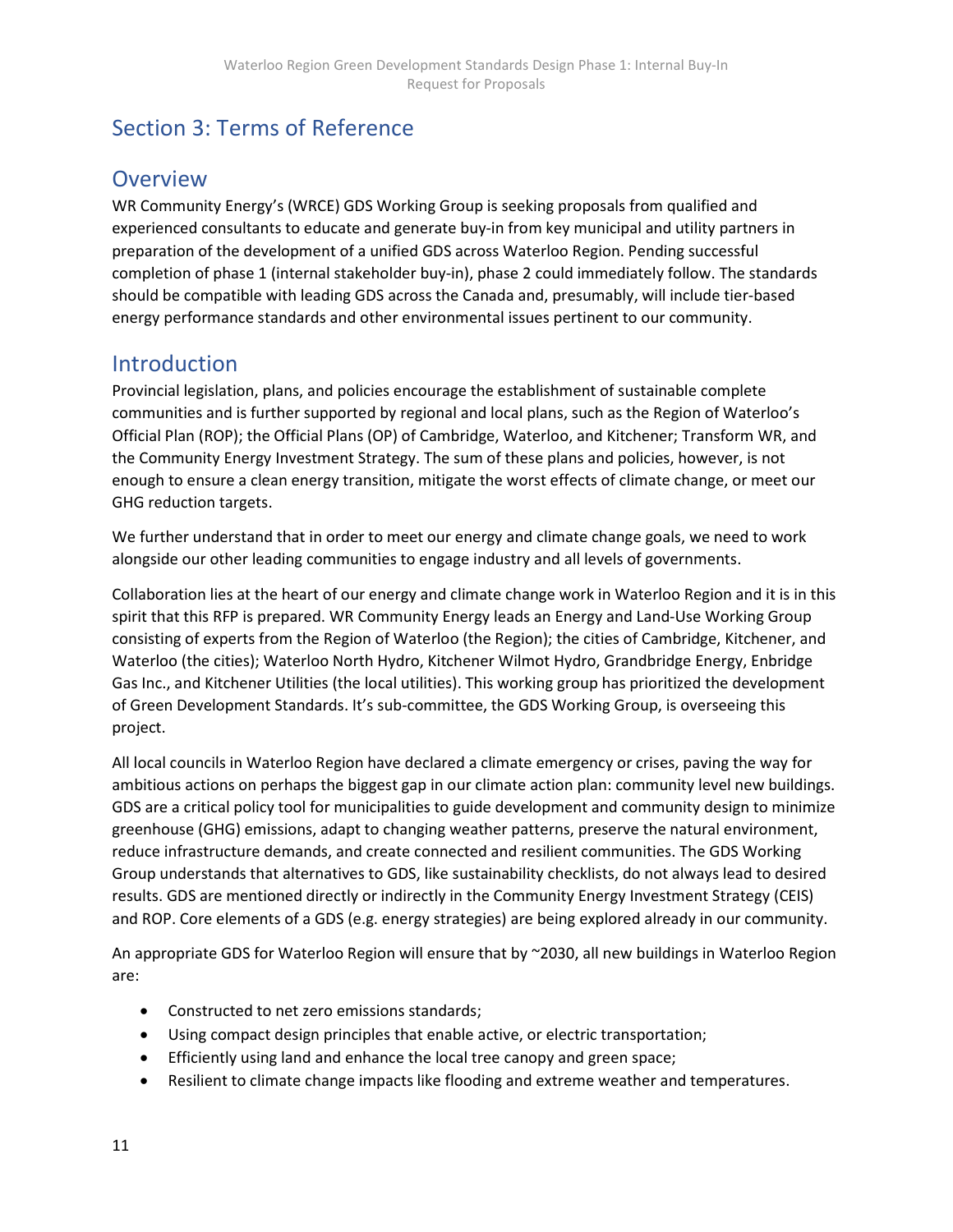# Section 3: Terms of Reference

## Overview

WR Community Energy's (WRCE) GDS Working Group is seeking proposals from qualified and experienced consultants to educate and generate buy-in from key municipal and utility partners in preparation of the development of a unified GDS across Waterloo Region. Pending successful completion of phase 1 (internal stakeholder buy-in), phase 2 could immediately follow. The standards should be compatible with leading GDS across the Canada and, presumably, will include tier-based energy performance standards and other environmental issues pertinent to our community.

## Introduction

Provincial legislation, plans, and policies encourage the establishment of sustainable complete communities and is further supported by regional and local plans, such as the Region of Waterloo's Official Plan (ROP); the Official Plans (OP) of Cambridge, Waterloo, and Kitchener; Transform WR, and the Community Energy Investment Strategy. The sum of these plans and policies, however, is not enough to ensure a clean energy transition, mitigate the worst effects of climate change, or meet our GHG reduction targets.

We further understand that in order to meet our energy and climate change goals, we need to work alongside our other leading communities to engage industry and all levels of governments.

Collaboration lies at the heart of our energy and climate change work in Waterloo Region and it is in this spirit that this RFP is prepared. WR Community Energy leads an Energy and Land-Use Working Group consisting of experts from the Region of Waterloo (the Region); the cities of Cambridge, Kitchener, and Waterloo (the cities); Waterloo North Hydro, Kitchener Wilmot Hydro, Grandbridge Energy, Enbridge Gas Inc., and Kitchener Utilities (the local utilities). This working group has prioritized the development of Green Development Standards. It's sub-committee, the GDS Working Group, is overseeing this project.

All local councils in Waterloo Region have declared a climate emergency or crises, paving the way for ambitious actions on perhaps the biggest gap in our climate action plan: community level new buildings. GDS are a critical policy tool for municipalities to guide development and community design to minimize greenhouse (GHG) emissions, adapt to changing weather patterns, preserve the natural environment, reduce infrastructure demands, and create connected and resilient communities. The GDS Working Group understands that alternatives to GDS, like sustainability checklists, do not always lead to desired results. GDS are mentioned directly or indirectly in the Community Energy Investment Strategy (CEIS) and ROP. Core elements of a GDS (e.g. energy strategies) are being explored already in our community.

An appropriate GDS for Waterloo Region will ensure that by ~2030, all new buildings in Waterloo Region are:

- Constructed to net zero emissions standards;
- Using compact design principles that enable active, or electric transportation;
- Efficiently using land and enhance the local tree canopy and green space;
- Resilient to climate change impacts like flooding and extreme weather and temperatures.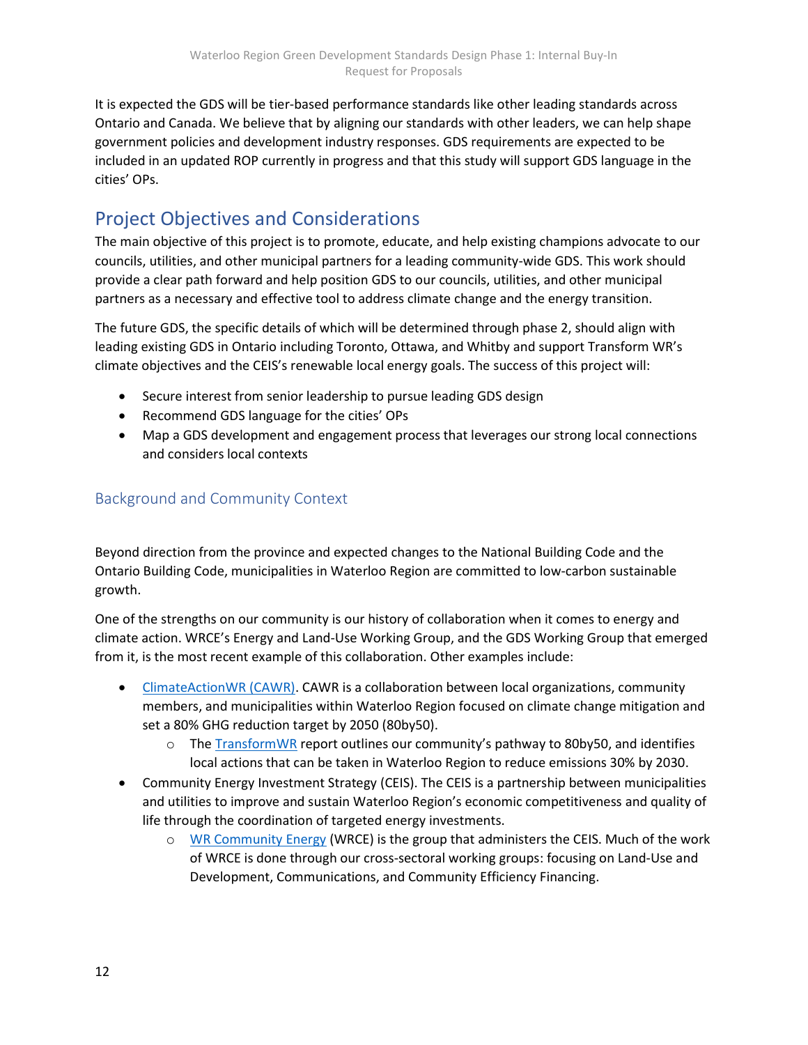It is expected the GDS will be tier-based performance standards like other leading standards across Ontario and Canada. We believe that by aligning our standards with other leaders, we can help shape government policies and development industry responses. GDS requirements are expected to be included in an updated ROP currently in progress and that this study will support GDS language in the cities' OPs.

## Project Objectives and Considerations

The main objective of this project is to promote, educate, and help existing champions advocate to our councils, utilities, and other municipal partners for a leading community-wide GDS. This work should provide a clear path forward and help position GDS to our councils, utilities, and other municipal partners as a necessary and effective tool to address climate change and the energy transition.

The future GDS, the specific details of which will be determined through phase 2, should align with leading existing GDS in Ontario including Toronto, Ottawa, and Whitby and support Transform WR's climate objectives and the CEIS's renewable local energy goals. The success of this project will:

- Secure interest from senior leadership to pursue leading GDS design
- Recommend GDS language for the cities' OPs
- Map a GDS development and engagement process that leverages our strong local connections and considers local contexts

### Background and Community Context

Beyond direction from the province and expected changes to the National Building Code and the Ontario Building Code, municipalities in Waterloo Region are committed to low-carbon sustainable growth.

One of the strengths on our community is our history of collaboration when it comes to energy and climate action. WRCE's Energy and Land-Use Working Group, and the GDS Working Group that emerged from it, is the most recent example of this collaboration. Other examples include:

- ClimateActionWR (CAWR). CAWR is a collaboration between local organizations, community members, and municipalities within Waterloo Region focused on climate change mitigation and set a 80% GHG reduction target by 2050 (80by50).
  - The TransformWR report outlines our community's pathway to 80by50, and identifies local actions that can be taken in Waterloo Region to reduce emissions 30% by 2030.
- Community Energy Investment Strategy (CEIS). The CEIS is a partnership between municipalities and utilities to improve and sustain Waterloo Region's economic competitiveness and quality of life through the coordination of targeted energy investments.
  - WR Community Energy (WRCE) is the group that administers the CEIS. Much of the work of WRCE is done through our cross-sectoral working groups: focusing on Land-Use and Development, Communications, and Community Efficiency Financing.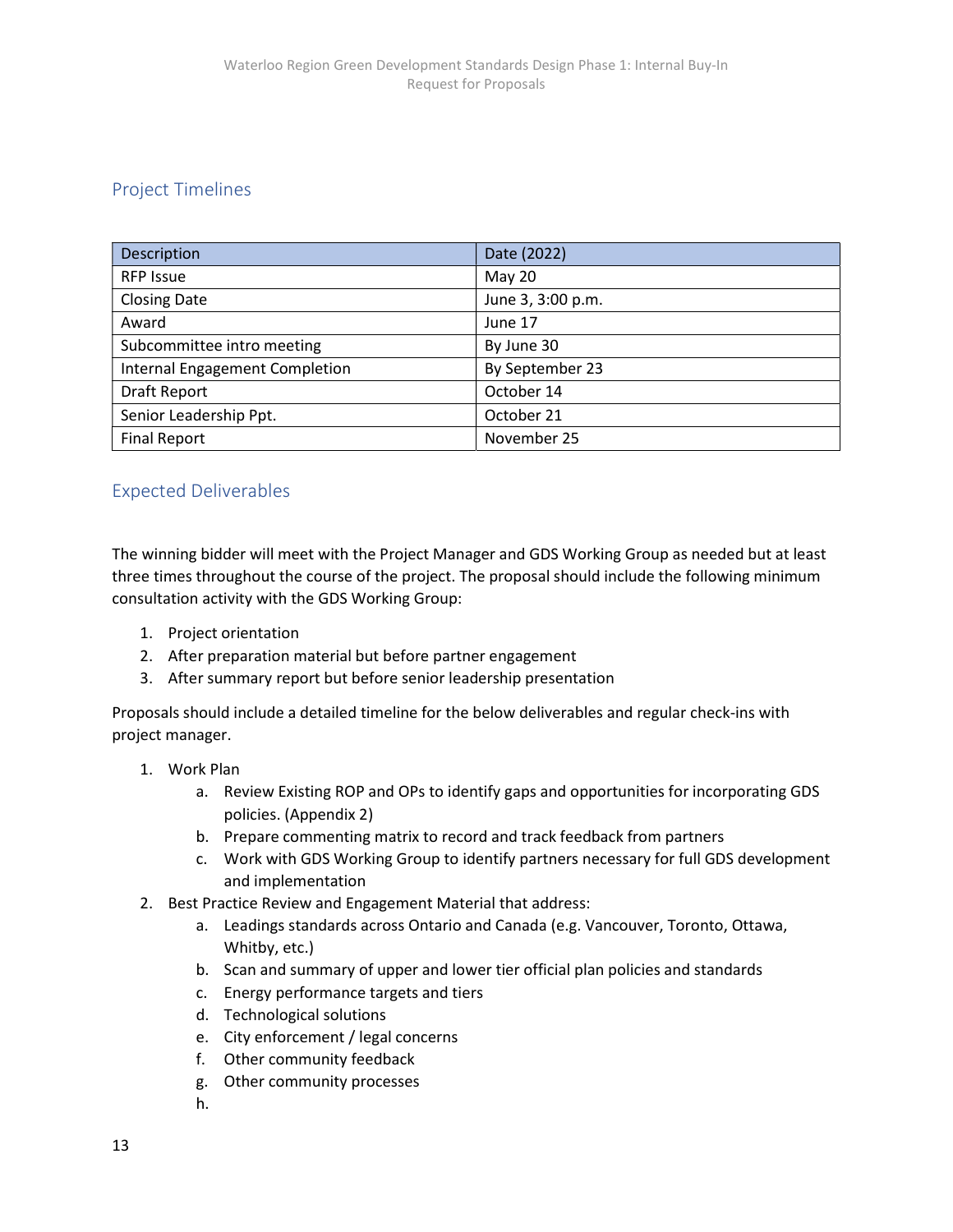## Project Timelines

| Description | Date (2022) |
|---|---|
| RFP Issue | May 20 |
| Closing Date | June 3, 3:00 p.m. |
| Award | June 17 |
| Subcommittee intro meeting | By June 30 |
| Internal Engagement Completion | By September 23 |
| Draft Report | October 14 |
| Senior Leadership Ppt. | October 21 |
| Final Report | November 25 |

## Expected Deliverables

The winning bidder will meet with the Project Manager and GDS Working Group as needed but at least three times throughout the course of the project. The proposal should include the following minimum consultation activity with the GDS Working Group:

1. Project orientation
2. After preparation material but before partner engagement
3. After summary report but before senior leadership presentation

Proposals should include a detailed timeline for the below deliverables and regular check-ins with project manager.

1. Work Plan
   a. Review Existing ROP and OPs to identify gaps and opportunities for incorporating GDS policies. (Appendix 2)
   b. Prepare commenting matrix to record and track feedback from partners
   c. Work with GDS Working Group to identify partners necessary for full GDS development and implementation
2. Best Practice Review and Engagement Material that address:
   a. Leadings standards across Ontario and Canada (e.g. Vancouver, Toronto, Ottawa, Whitby, etc.)
   b. Scan and summary of upper and lower tier official plan policies and standards
   c. Energy performance targets and tiers
   d. Technological solutions
   e. City enforcement / legal concerns
   f. Other community feedback
   g. Other community processes
   h.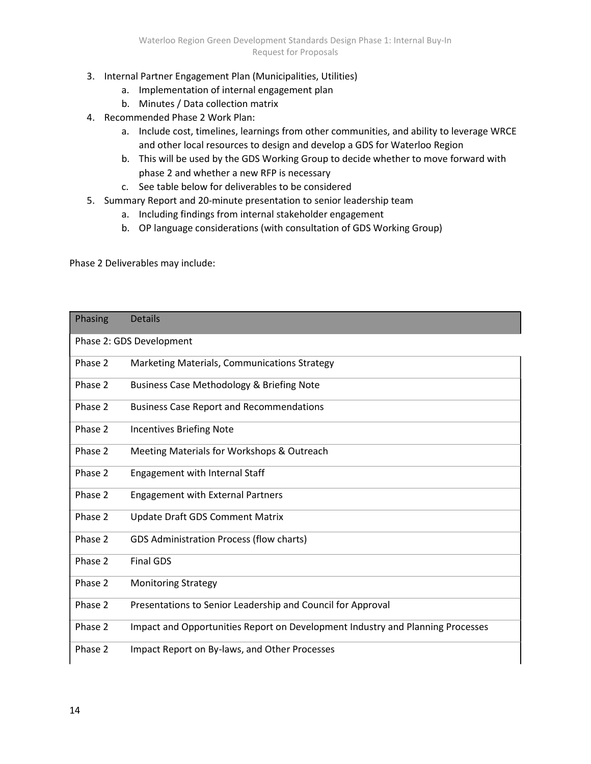3. Internal Partner Engagement Plan (Municipalities, Utilities)
    a. Implementation of internal engagement plan
    b. Minutes / Data collection matrix
4. Recommended Phase 2 Work Plan:
    a. Include cost, timelines, learnings from other communities, and ability to leverage WRCE and other local resources to design and develop a GDS for Waterloo Region
    b. This will be used by the GDS Working Group to decide whether to move forward with phase 2 and whether a new RFP is necessary
    c. See table below for deliverables to be considered
5. Summary Report and 20-minute presentation to senior leadership team
    a. Including findings from internal stakeholder engagement
    b. OP language considerations (with consultation of GDS Working Group)

Phase 2 Deliverables may include:

| Phasing | Details |
|---|---|
| Phase 2: GDS Development | |
| Phase 2 | Marketing Materials, Communications Strategy |
| Phase 2 | Business Case Methodology & Briefing Note |
| Phase 2 | Business Case Report and Recommendations |
| Phase 2 | Incentives Briefing Note |
| Phase 2 | Meeting Materials for Workshops & Outreach |
| Phase 2 | Engagement with Internal Staff |
| Phase 2 | Engagement with External Partners |
| Phase 2 | Update Draft GDS Comment Matrix |
| Phase 2 | GDS Administration Process (flow charts) |
| Phase 2 | Final GDS |
| Phase 2 | Monitoring Strategy |
| Phase 2 | Presentations to Senior Leadership and Council for Approval |
| Phase 2 | Impact and Opportunities Report on Development Industry and Planning Processes |
| Phase 2 | Impact Report on By-laws, and Other Processes |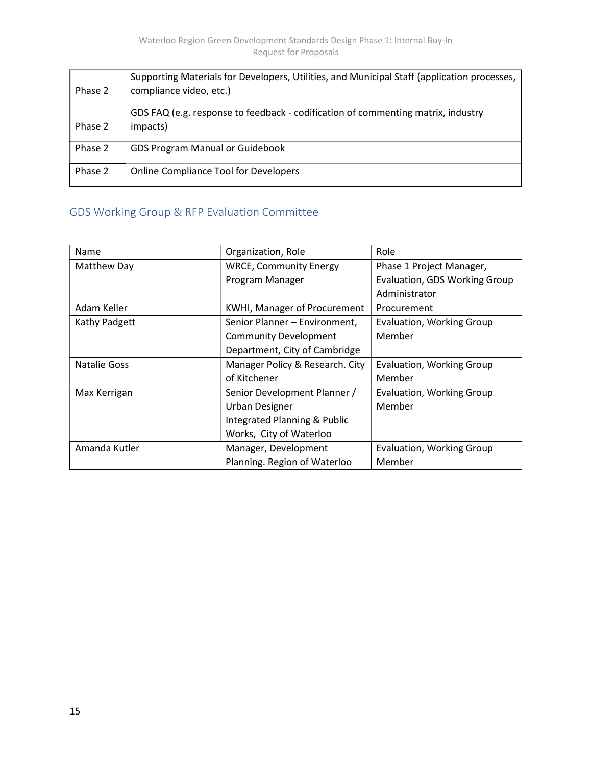| | |
|---|---|
| Phase 2 | Supporting Materials for Developers, Utilities, and Municipal Staff (application processes, compliance video, etc.) |
| Phase 2 | GDS FAQ (e.g. response to feedback - codification of commenting matrix, industry impacts) |
| Phase 2 | GDS Program Manual or Guidebook |
| Phase 2 | Online Compliance Tool for Developers |

## GDS Working Group & RFP Evaluation Committee

| Name | Organization, Role | Role |
|---|---|---|
| Matthew Day | WRCE, Community Energy Program Manager | Phase 1 Project Manager, Evaluation, GDS Working Group Administrator |
| Adam Keller | KWHI, Manager of Procurement | Procurement |
| Kathy Padgett | Senior Planner – Environment, Community Development Department, City of Cambridge | Evaluation, Working Group Member |
| Natalie Goss | Manager Policy & Research. City of Kitchener | Evaluation, Working Group Member |
| Max Kerrigan | Senior Development Planner / Urban Designer Integrated Planning & Public Works, City of Waterloo | Evaluation, Working Group Member |
| Amanda Kutler | Manager, Development Planning. Region of Waterloo | Evaluation, Working Group Member |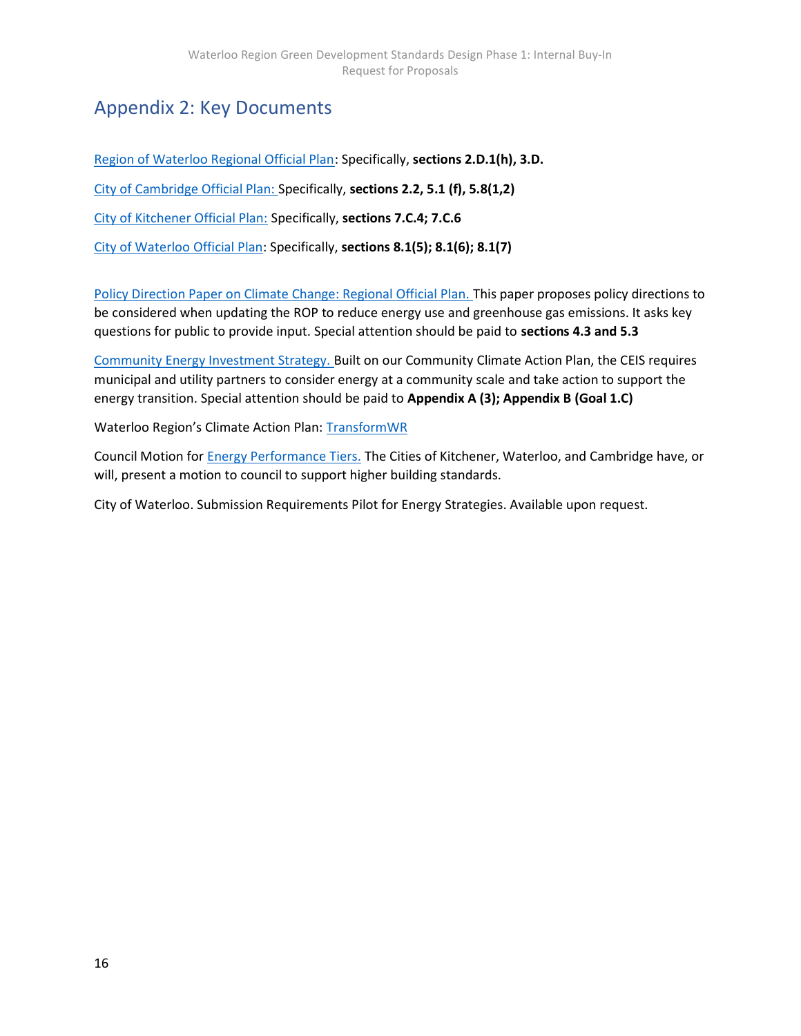## Appendix 2: Key Documents

Region of Waterloo Regional Official Plan: Specifically, **sections 2.D.1(h), 3.D.**

City of Cambridge Official Plan: Specifically, **sections 2.2, 5.1 (f), 5.8(1,2)**

City of Kitchener Official Plan: Specifically, **sections 7.C.4; 7.C.6**

City of Waterloo Official Plan: Specifically, **sections 8.1(5); 8.1(6); 8.1(7)**

Policy Direction Paper on Climate Change: Regional Official Plan. This paper proposes policy directions to be considered when updating the ROP to reduce energy use and greenhouse gas emissions. It asks key questions for public to provide input. Special attention should be paid to **sections 4.3 and 5.3**

Community Energy Investment Strategy. Built on our Community Climate Action Plan, the CEIS requires municipal and utility partners to consider energy at a community scale and take action to support the energy transition. Special attention should be paid to **Appendix A (3); Appendix B (Goal 1.C)**

Waterloo Region's Climate Action Plan: TransformWR

Council Motion for Energy Performance Tiers. The Cities of Kitchener, Waterloo, and Cambridge have, or will, present a motion to council to support higher building standards.

City of Waterloo. Submission Requirements Pilot for Energy Strategies. Available upon request.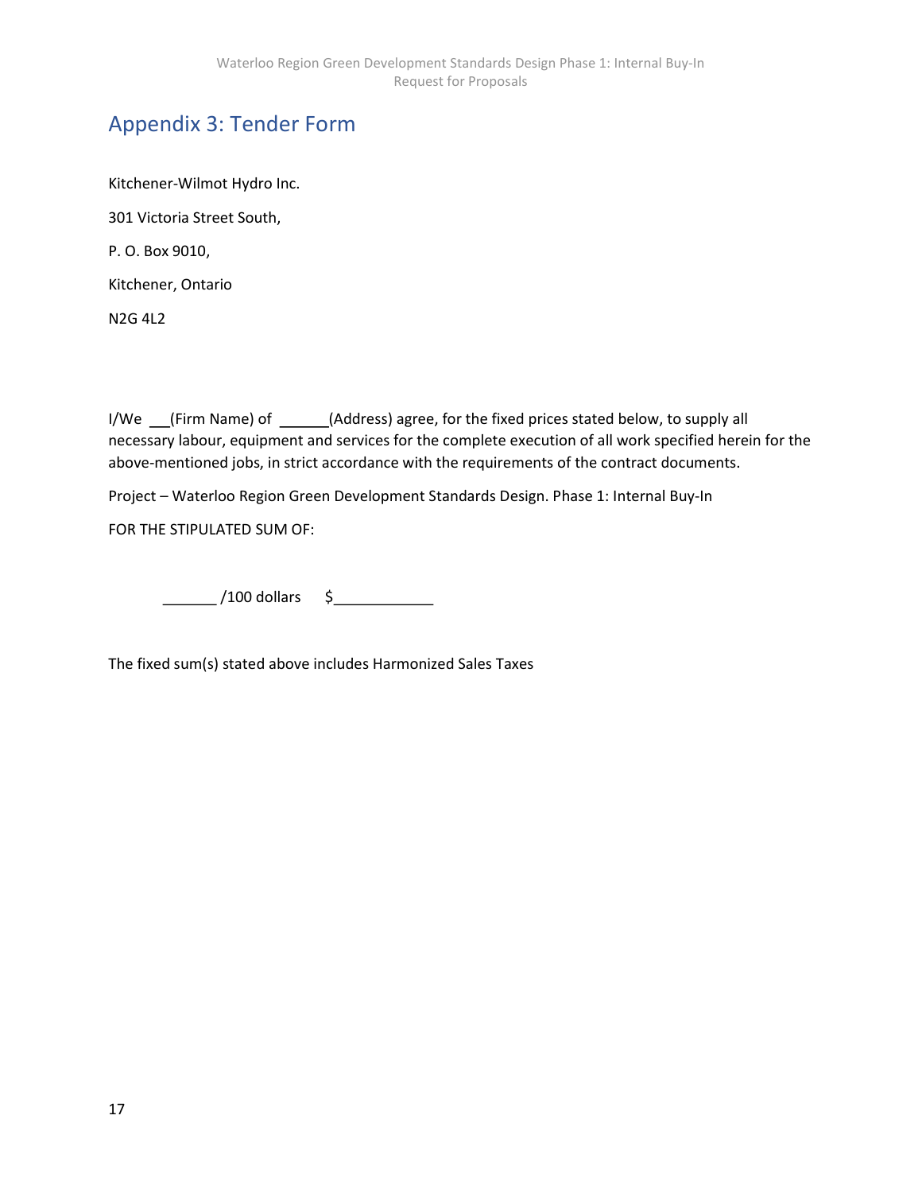## Appendix 3: Tender Form

Kitchener-Wilmot Hydro Inc.

301 Victoria Street South,

P. O. Box 9010,

Kitchener, Ontario

N2G 4L2

I/We __(Firm Name) of ______(Address) agree, for the fixed prices stated below, to supply all necessary labour, equipment and services for the complete execution of all work specified herein for the above-mentioned jobs, in strict accordance with the requirements of the contract documents.

Project – Waterloo Region Green Development Standards Design. Phase 1: Internal Buy-In

FOR THE STIPULATED SUM OF:

_______ /100 dollars     $____________

The fixed sum(s) stated above includes Harmonized Sales Taxes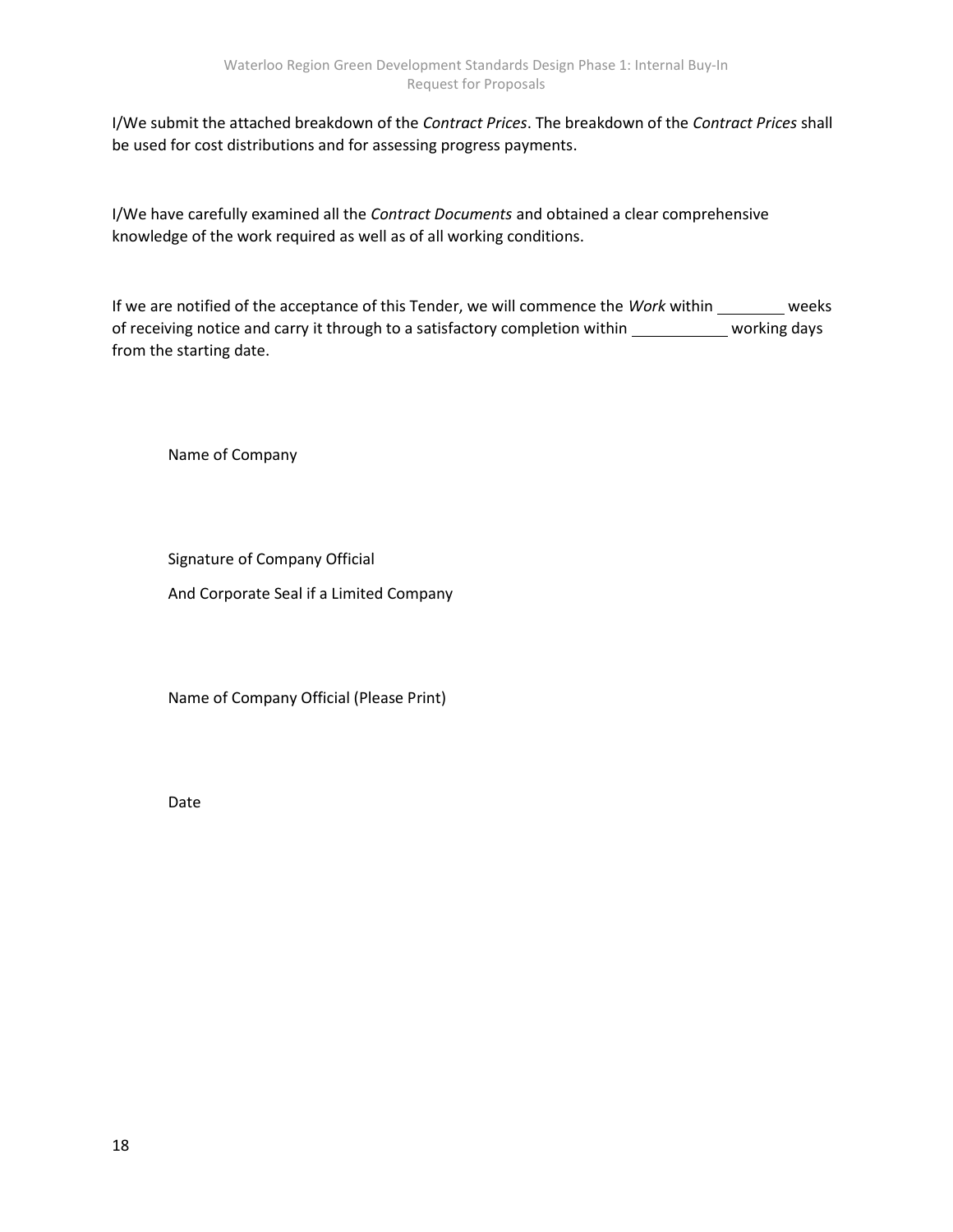I/We submit the attached breakdown of the *Contract Prices*. The breakdown of the *Contract Prices* shall be used for cost distributions and for assessing progress payments.

I/We have carefully examined all the *Contract Documents* and obtained a clear comprehensive knowledge of the work required as well as of all working conditions.

If we are notified of the acceptance of this Tender, we will commence the *Work* within ________ weeks of receiving notice and carry it through to a satisfactory completion within ___________ working days from the starting date.

Name of Company

Signature of Company Official

And Corporate Seal if a Limited Company

Name of Company Official (Please Print)

Date